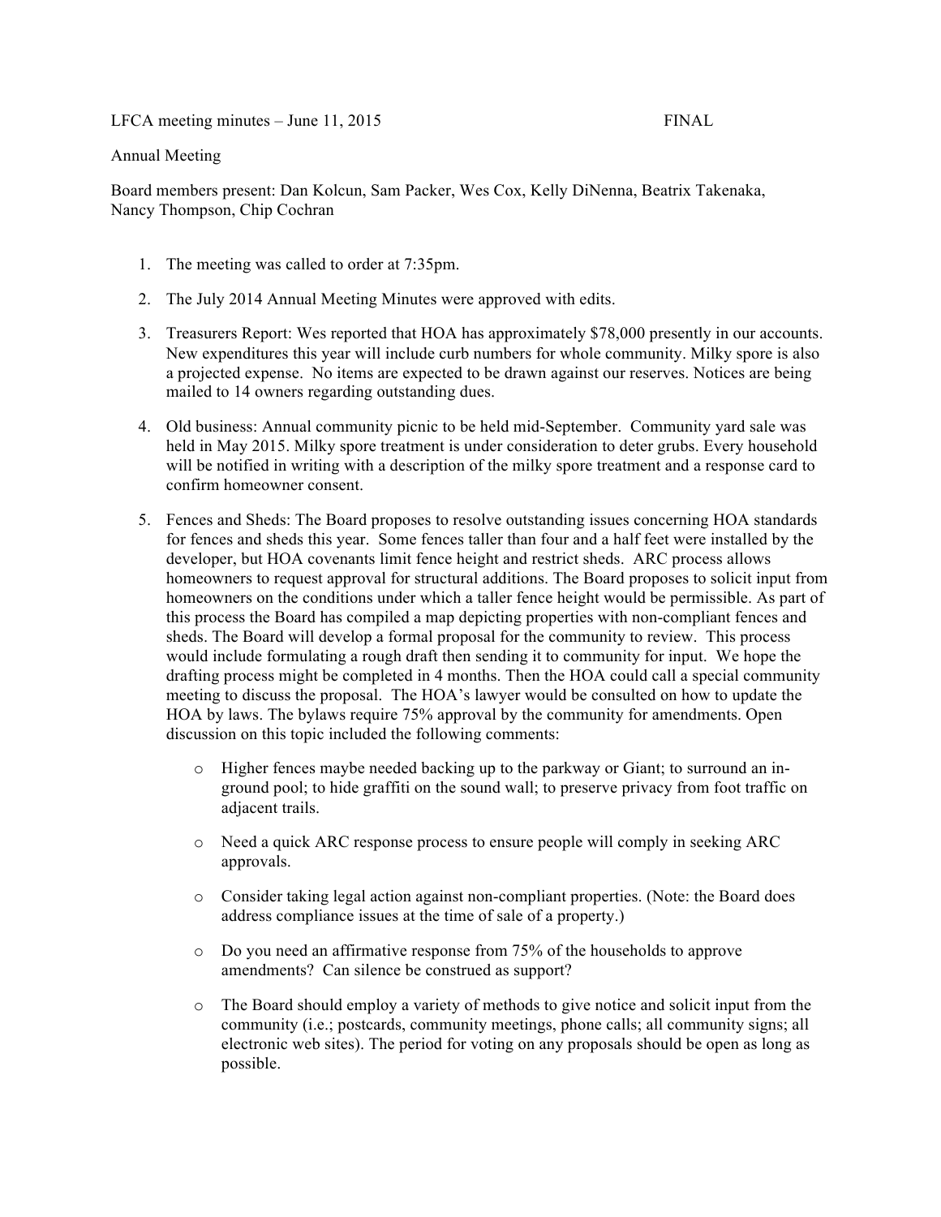LFCA meeting minutes – June 11, 2015 FINAL

Annual Meeting

Board members present: Dan Kolcun, Sam Packer, Wes Cox, Kelly DiNenna, Beatrix Takenaka, Nancy Thompson, Chip Cochran

1. The meeting was called to order at 7:35pm.

2. The July 2014 Annual Meeting Minutes were approved with edits.

3. Treasurers Report: Wes reported that HOA has approximately $78,000 presently in our accounts. New expenditures this year will include curb numbers for whole community. Milky spore is also a projected expense. No items are expected to be drawn against our reserves. Notices are being mailed to 14 owners regarding outstanding dues.

4. Old business: Annual community picnic to be held mid-September. Community yard sale was held in May 2015. Milky spore treatment is under consideration to deter grubs. Every household will be notified in writing with a description of the milky spore treatment and a response card to confirm homeowner consent.

5. Fences and Sheds: The Board proposes to resolve outstanding issues concerning HOA standards for fences and sheds this year. Some fences taller than four and a half feet were installed by the developer, but HOA covenants limit fence height and restrict sheds. ARC process allows homeowners to request approval for structural additions. The Board proposes to solicit input from homeowners on the conditions under which a taller fence height would be permissible. As part of this process the Board has compiled a map depicting properties with non-compliant fences and sheds. The Board will develop a formal proposal for the community to review. This process would include formulating a rough draft then sending it to community for input. We hope the drafting process might be completed in 4 months. Then the HOA could call a special community meeting to discuss the proposal. The HOA's lawyer would be consulted on how to update the HOA by laws. The bylaws require 75% approval by the community for amendments. Open discussion on this topic included the following comments:

   - Higher fences maybe needed backing up to the parkway or Giant; to surround an in-ground pool; to hide graffiti on the sound wall; to preserve privacy from foot traffic on adjacent trails.

   - Need a quick ARC response process to ensure people will comply in seeking ARC approvals.

   - Consider taking legal action against non-compliant properties. (Note: the Board does address compliance issues at the time of sale of a property.)

   - Do you need an affirmative response from 75% of the households to approve amendments? Can silence be construed as support?

   - The Board should employ a variety of methods to give notice and solicit input from the community (i.e.; postcards, community meetings, phone calls; all community signs; all electronic web sites). The period for voting on any proposals should be open as long as possible.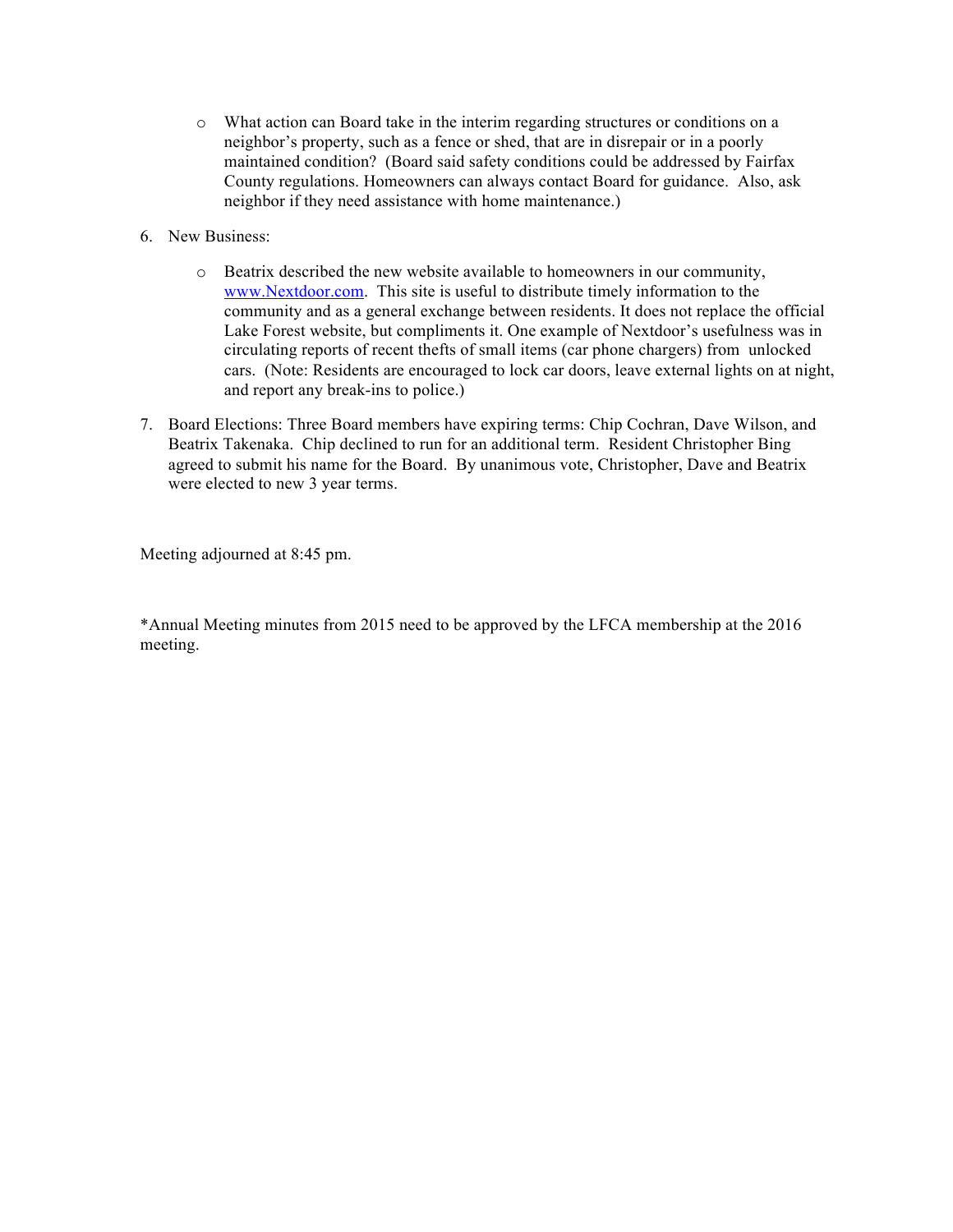- What action can Board take in the interim regarding structures or conditions on a neighbor's property, such as a fence or shed, that are in disrepair or in a poorly maintained condition? (Board said safety conditions could be addressed by Fairfax County regulations. Homeowners can always contact Board for guidance. Also, ask neighbor if they need assistance with home maintenance.)

6. New Business:

   - Beatrix described the new website available to homeowners in our community, [www.Nextdoor.com](http://www.Nextdoor.com). This site is useful to distribute timely information to the community and as a general exchange between residents. It does not replace the official Lake Forest website, but compliments it. One example of Nextdoor's usefulness was in circulating reports of recent thefts of small items (car phone chargers) from unlocked cars. (Note: Residents are encouraged to lock car doors, leave external lights on at night, and report any break-ins to police.)

7. Board Elections: Three Board members have expiring terms: Chip Cochran, Dave Wilson, and Beatrix Takenaka. Chip declined to run for an additional term. Resident Christopher Bing agreed to submit his name for the Board. By unanimous vote, Christopher, Dave and Beatrix were elected to new 3 year terms.

Meeting adjourned at 8:45 pm.

*Annual Meeting minutes from 2015 need to be approved by the LFCA membership at the 2016 meeting.